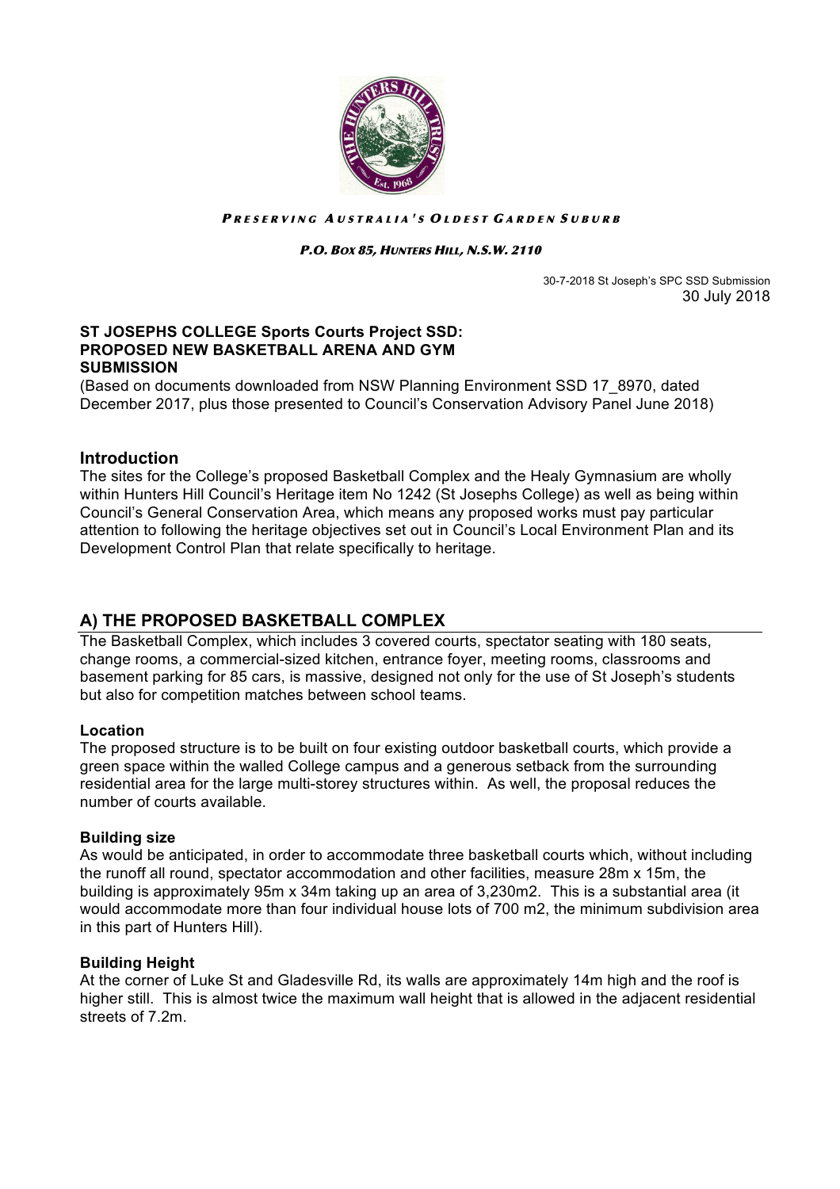***PRESERVING AUSTRALIA'S OLDEST GARDEN SUBURB***

***P.O. BOX 85, HUNTERS HILL, N.S.W. 2110***

30-7-2018 St Joseph's SPC SSD Submission
30 July 2018

**ST JOSEPHS COLLEGE Sports Courts Project SSD:**
**PROPOSED NEW BASKETBALL ARENA AND GYM**
**SUBMISSION**

(Based on documents downloaded from NSW Planning Environment SSD 17_8970, dated December 2017, plus those presented to Council's Conservation Advisory Panel June 2018)

## Introduction

The sites for the College's proposed Basketball Complex and the Healy Gymnasium are wholly within Hunters Hill Council's Heritage item No 1242 (St Josephs College) as well as being within Council's General Conservation Area, which means any proposed works must pay particular attention to following the heritage objectives set out in Council's Local Environment Plan and its Development Control Plan that relate specifically to heritage.

## A) THE PROPOSED BASKETBALL COMPLEX

The Basketball Complex, which includes 3 covered courts, spectator seating with 180 seats, change rooms, a commercial-sized kitchen, entrance foyer, meeting rooms, classrooms and basement parking for 85 cars, is massive, designed not only for the use of St Joseph's students but also for competition matches between school teams.

### Location

The proposed structure is to be built on four existing outdoor basketball courts, which provide a green space within the walled College campus and a generous setback from the surrounding residential area for the large multi-storey structures within. As well, the proposal reduces the number of courts available.

### Building size

As would be anticipated, in order to accommodate three basketball courts which, without including the runoff all round, spectator accommodation and other facilities, measure 28m x 15m, the building is approximately 95m x 34m taking up an area of 3,230m2. This is a substantial area (it would accommodate more than four individual house lots of 700 m2, the minimum subdivision area in this part of Hunters Hill).

### Building Height

At the corner of Luke St and Gladesville Rd, its walls are approximately 14m high and the roof is higher still. This is almost twice the maximum wall height that is allowed in the adjacent residential streets of 7.2m.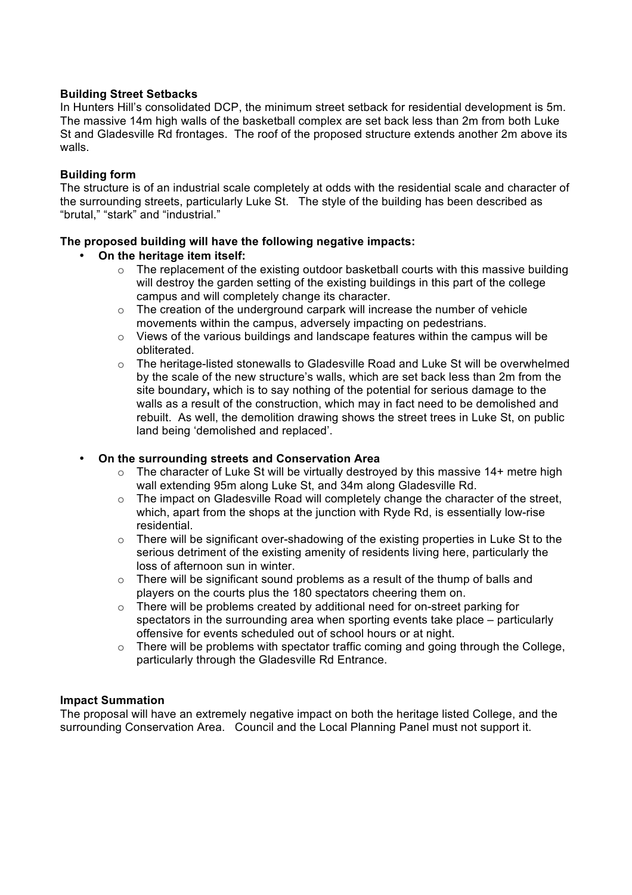**Building Street Setbacks**

In Hunters Hill's consolidated DCP, the minimum street setback for residential development is 5m. The massive 14m high walls of the basketball complex are set back less than 2m from both Luke St and Gladesville Rd frontages. The roof of the proposed structure extends another 2m above its walls.

**Building form**

The structure is of an industrial scale completely at odds with the residential scale and character of the surrounding streets, particularly Luke St. The style of the building has been described as "brutal," "stark" and "industrial."

**The proposed building will have the following negative impacts:**

- **On the heritage item itself:**
  - The replacement of the existing outdoor basketball courts with this massive building will destroy the garden setting of the existing buildings in this part of the college campus and will completely change its character.
  - The creation of the underground carpark will increase the number of vehicle movements within the campus, adversely impacting on pedestrians.
  - Views of the various buildings and landscape features within the campus will be obliterated.
  - The heritage-listed stonewalls to Gladesville Road and Luke St will be overwhelmed by the scale of the new structure's walls, which are set back less than 2m from the site boundary**,** which is to say nothing of the potential for serious damage to the walls as a result of the construction, which may in fact need to be demolished and rebuilt. As well, the demolition drawing shows the street trees in Luke St, on public land being 'demolished and replaced'.

- **On the surrounding streets and Conservation Area**
  - The character of Luke St will be virtually destroyed by this massive 14+ metre high wall extending 95m along Luke St, and 34m along Gladesville Rd.
  - The impact on Gladesville Road will completely change the character of the street, which, apart from the shops at the junction with Ryde Rd, is essentially low-rise residential.
  - There will be significant over-shadowing of the existing properties in Luke St to the serious detriment of the existing amenity of residents living here, particularly the loss of afternoon sun in winter.
  - There will be significant sound problems as a result of the thump of balls and players on the courts plus the 180 spectators cheering them on.
  - There will be problems created by additional need for on-street parking for spectators in the surrounding area when sporting events take place – particularly offensive for events scheduled out of school hours or at night.
  - There will be problems with spectator traffic coming and going through the College, particularly through the Gladesville Rd Entrance.

**Impact Summation**

The proposal will have an extremely negative impact on both the heritage listed College, and the surrounding Conservation Area. Council and the Local Planning Panel must not support it.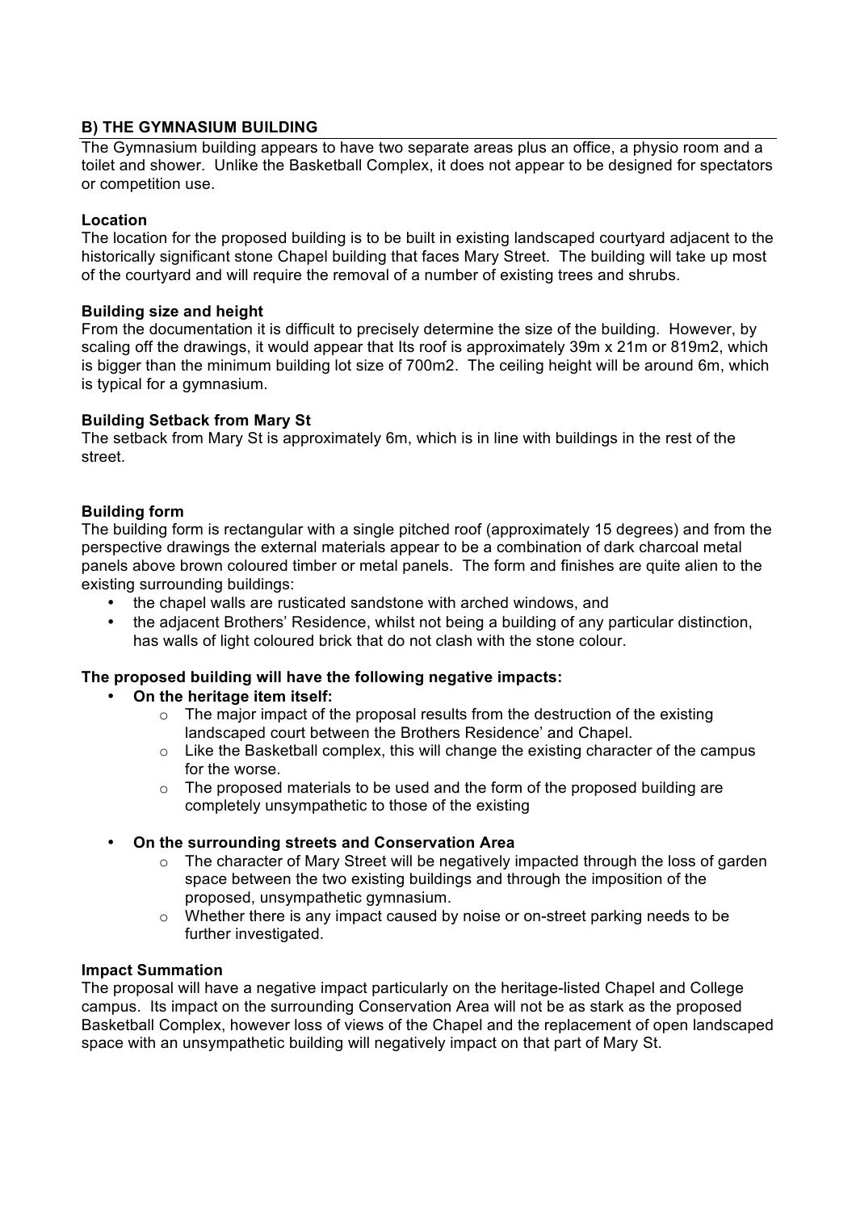## B) THE GYMNASIUM BUILDING

The Gymnasium building appears to have two separate areas plus an office, a physio room and a toilet and shower. Unlike the Basketball Complex, it does not appear to be designed for spectators or competition use.

**Location**

The location for the proposed building is to be built in existing landscaped courtyard adjacent to the historically significant stone Chapel building that faces Mary Street. The building will take up most of the courtyard and will require the removal of a number of existing trees and shrubs.

**Building size and height**

From the documentation it is difficult to precisely determine the size of the building. However, by scaling off the drawings, it would appear that Its roof is approximately 39m x 21m or 819m2, which is bigger than the minimum building lot size of 700m2. The ceiling height will be around 6m, which is typical for a gymnasium.

**Building Setback from Mary St**

The setback from Mary St is approximately 6m, which is in line with buildings in the rest of the street.

**Building form**

The building form is rectangular with a single pitched roof (approximately 15 degrees) and from the perspective drawings the external materials appear to be a combination of dark charcoal metal panels above brown coloured timber or metal panels. The form and finishes are quite alien to the existing surrounding buildings:

- the chapel walls are rusticated sandstone with arched windows, and
- the adjacent Brothers' Residence, whilst not being a building of any particular distinction, has walls of light coloured brick that do not clash with the stone colour.

**The proposed building will have the following negative impacts:**

- **On the heritage item itself:**
  - The major impact of the proposal results from the destruction of the existing landscaped court between the Brothers Residence' and Chapel.
  - Like the Basketball complex, this will change the existing character of the campus for the worse.
  - The proposed materials to be used and the form of the proposed building are completely unsympathetic to those of the existing
- **On the surrounding streets and Conservation Area**
  - The character of Mary Street will be negatively impacted through the loss of garden space between the two existing buildings and through the imposition of the proposed, unsympathetic gymnasium.
  - Whether there is any impact caused by noise or on-street parking needs to be further investigated.

**Impact Summation**

The proposal will have a negative impact particularly on the heritage-listed Chapel and College campus. Its impact on the surrounding Conservation Area will not be as stark as the proposed Basketball Complex, however loss of views of the Chapel and the replacement of open landscaped space with an unsympathetic building will negatively impact on that part of Mary St.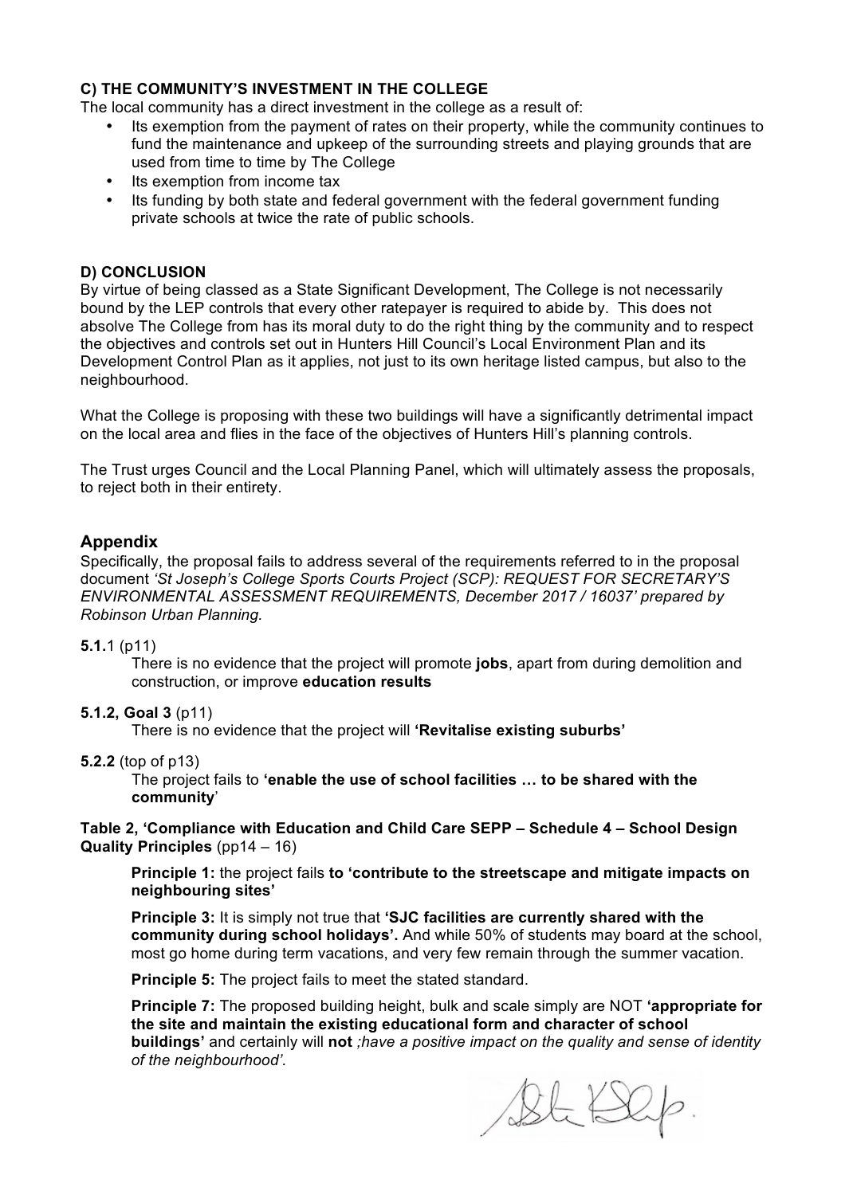**C) THE COMMUNITY'S INVESTMENT IN THE COLLEGE**

The local community has a direct investment in the college as a result of:

- Its exemption from the payment of rates on their property, while the community continues to fund the maintenance and upkeep of the surrounding streets and playing grounds that are used from time to time by The College
- Its exemption from income tax
- Its funding by both state and federal government with the federal government funding private schools at twice the rate of public schools.

**D) CONCLUSION**

By virtue of being classed as a State Significant Development, The College is not necessarily bound by the LEP controls that every other ratepayer is required to abide by. This does not absolve The College from has its moral duty to do the right thing by the community and to respect the objectives and controls set out in Hunters Hill Council's Local Environment Plan and its Development Control Plan as it applies, not just to its own heritage listed campus, but also to the neighbourhood.

What the College is proposing with these two buildings will have a significantly detrimental impact on the local area and flies in the face of the objectives of Hunters Hill's planning controls.

The Trust urges Council and the Local Planning Panel, which will ultimately assess the proposals, to reject both in their entirety.

## Appendix

Specifically, the proposal fails to address several of the requirements referred to in the proposal document *'St Joseph's College Sports Courts Project (SCP): REQUEST FOR SECRETARY'S ENVIRONMENTAL ASSESSMENT REQUIREMENTS, December 2017 / 16037' prepared by Robinson Urban Planning.*

**5.1.**1 (p11)

There is no evidence that the project will promote **jobs**, apart from during demolition and construction, or improve **education results**

**5.1.2, Goal 3** (p11)

There is no evidence that the project will **'Revitalise existing suburbs'**

**5.2.2** (top of p13)

The project fails to **'enable the use of school facilities … to be shared with the community**'

**Table 2, 'Compliance with Education and Child Care SEPP – Schedule 4 – School Design Quality Principles** (pp14 – 16)

**Principle 1:** the project fails **to 'contribute to the streetscape and mitigate impacts on neighbouring sites'**

**Principle 3:** It is simply not true that **'SJC facilities are currently shared with the community during school holidays'.** And while 50% of students may board at the school, most go home during term vacations, and very few remain through the summer vacation.

**Principle 5:** The project fails to meet the stated standard.

**Principle 7:** The proposed building height, bulk and scale simply are NOT **'appropriate for the site and maintain the existing educational form and character of school buildings'** and certainly will **not** *;have a positive impact on the quality and sense of identity of the neighbourhood'.*